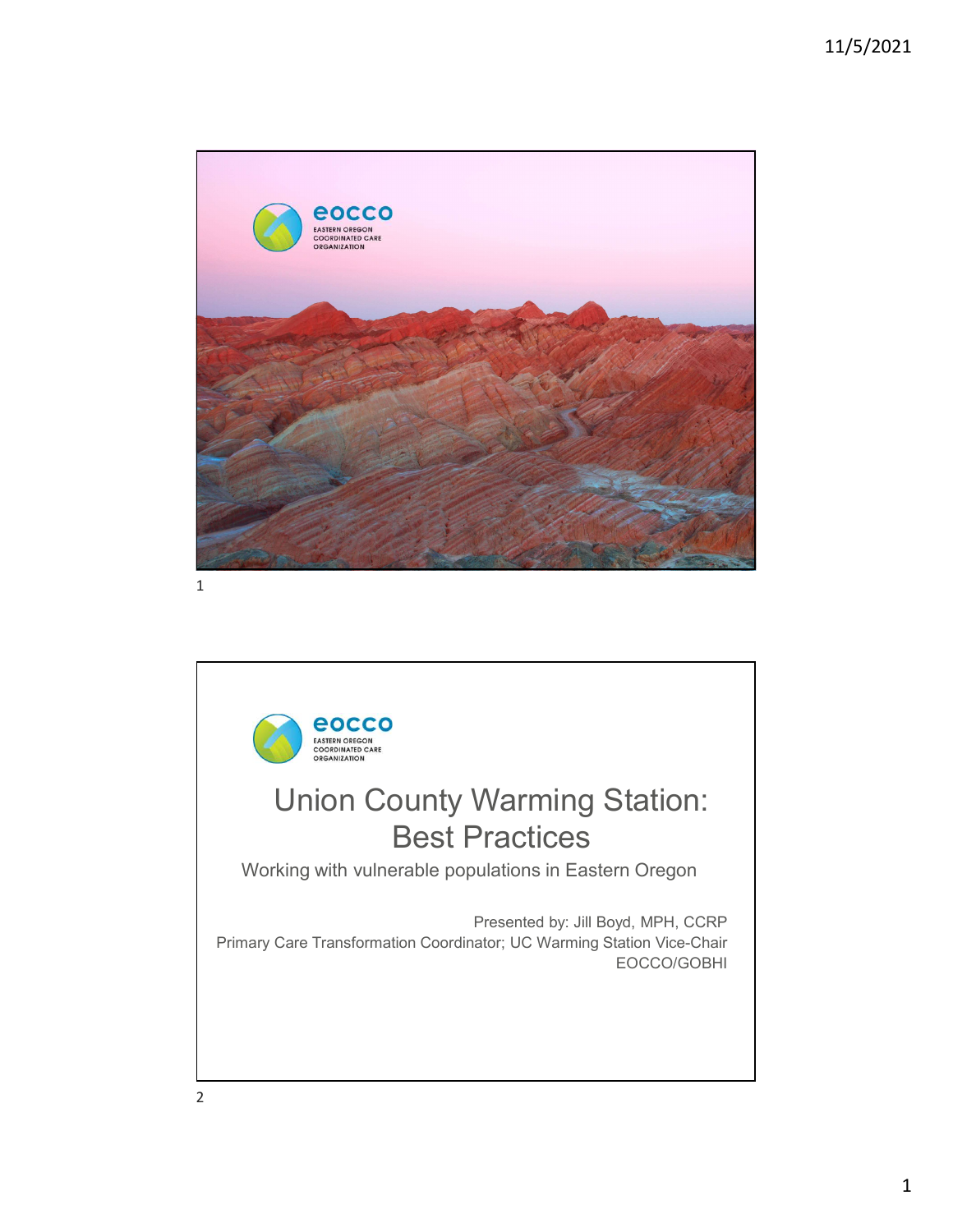eocco
EASTERN OREGON
COORDINATED CARE
ORGANIZATION

eocco
EASTERN OREGON
COORDINATED CARE
ORGANIZATION

# Union County Warming Station: Best Practices

Working with vulnerable populations in Eastern Oregon

Presented by: Jill Boyd, MPH, CCRP
Primary Care Transformation Coordinator; UC Warming Station Vice-Chair
EOCCO/GOBHI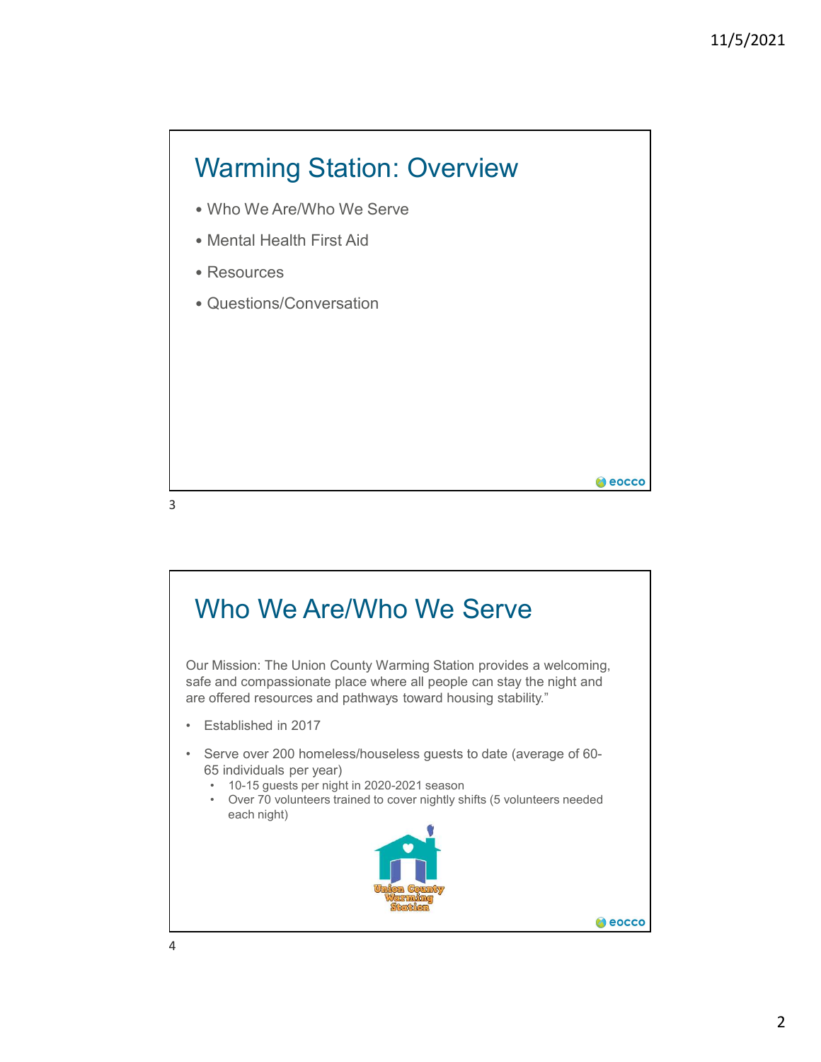## Warming Station: Overview

- Who We Are/Who We Serve
- Mental Health First Aid
- Resources
- Questions/Conversation

## Who We Are/Who We Serve

Our Mission: The Union County Warming Station provides a welcoming, safe and compassionate place where all people can stay the night and are offered resources and pathways toward housing stability."

- Established in 2017
- Serve over 200 homeless/houseless guests to date (average of 60-65 individuals per year)
  - 10-15 guests per night in 2020-2021 season
  - Over 70 volunteers trained to cover nightly shifts (5 volunteers needed each night)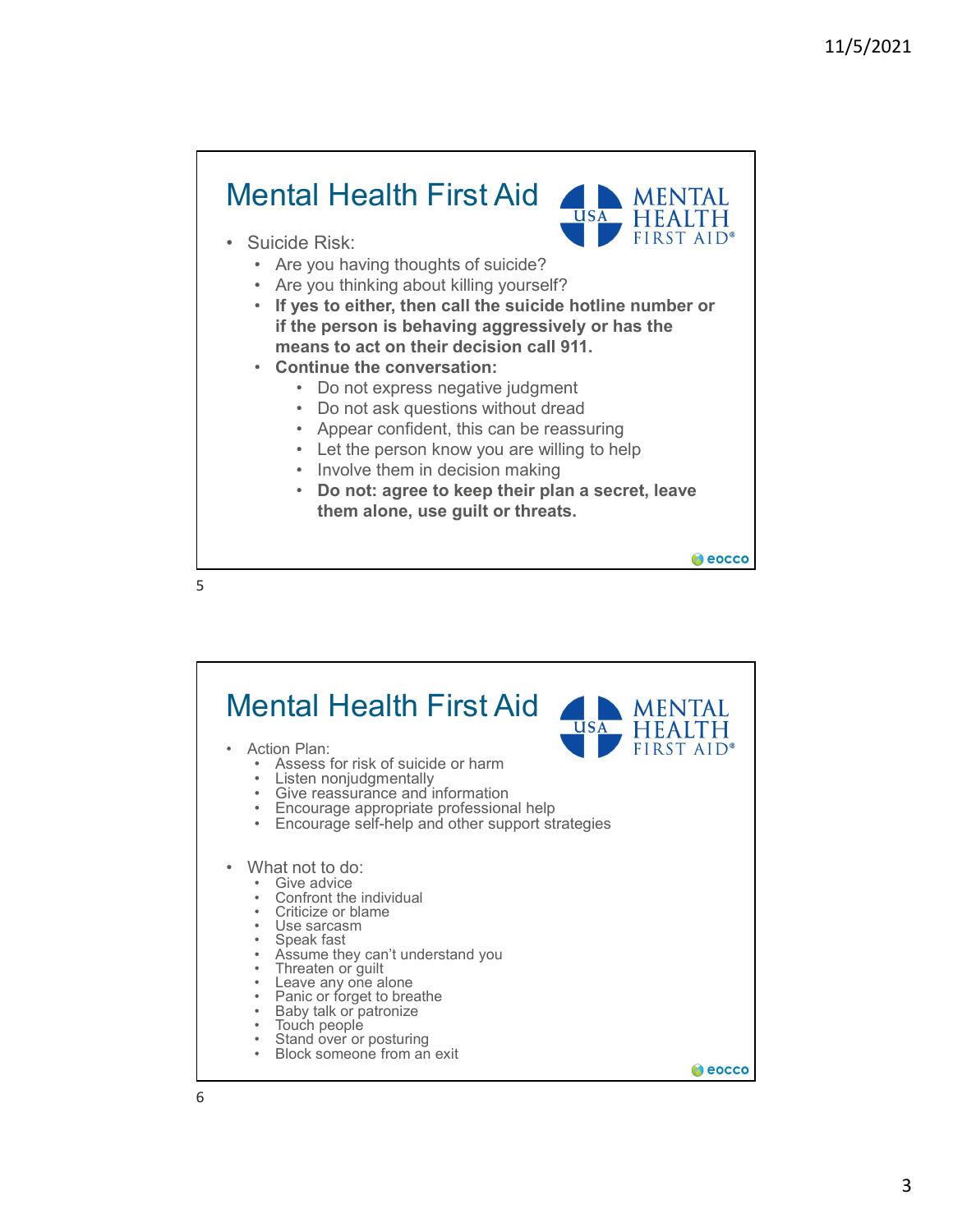## Mental Health First Aid

- Suicide Risk:
  - Are you having thoughts of suicide?
  - Are you thinking about killing yourself?
  - **If yes to either, then call the suicide hotline number or if the person is behaving aggressively or has the means to act on their decision call 911.**
  - **Continue the conversation:**
    - Do not express negative judgment
    - Do not ask questions without dread
    - Appear confident, this can be reassuring
    - Let the person know you are willing to help
    - Involve them in decision making
    - **Do not: agree to keep their plan a secret, leave them alone, use guilt or threats.**

## Mental Health First Aid

- Action Plan:
  - Assess for risk of suicide or harm
  - Listen nonjudgmentally
  - Give reassurance and information
  - Encourage appropriate professional help
  - Encourage self-help and other support strategies
- What not to do:
  - Give advice
  - Confront the individual
  - Criticize or blame
  - Use sarcasm
  - Speak fast
  - Assume they can't understand you
  - Threaten or guilt
  - Leave any one alone
  - Panic or forget to breathe
  - Baby talk or patronize
  - Touch people
  - Stand over or posturing
  - Block someone from an exit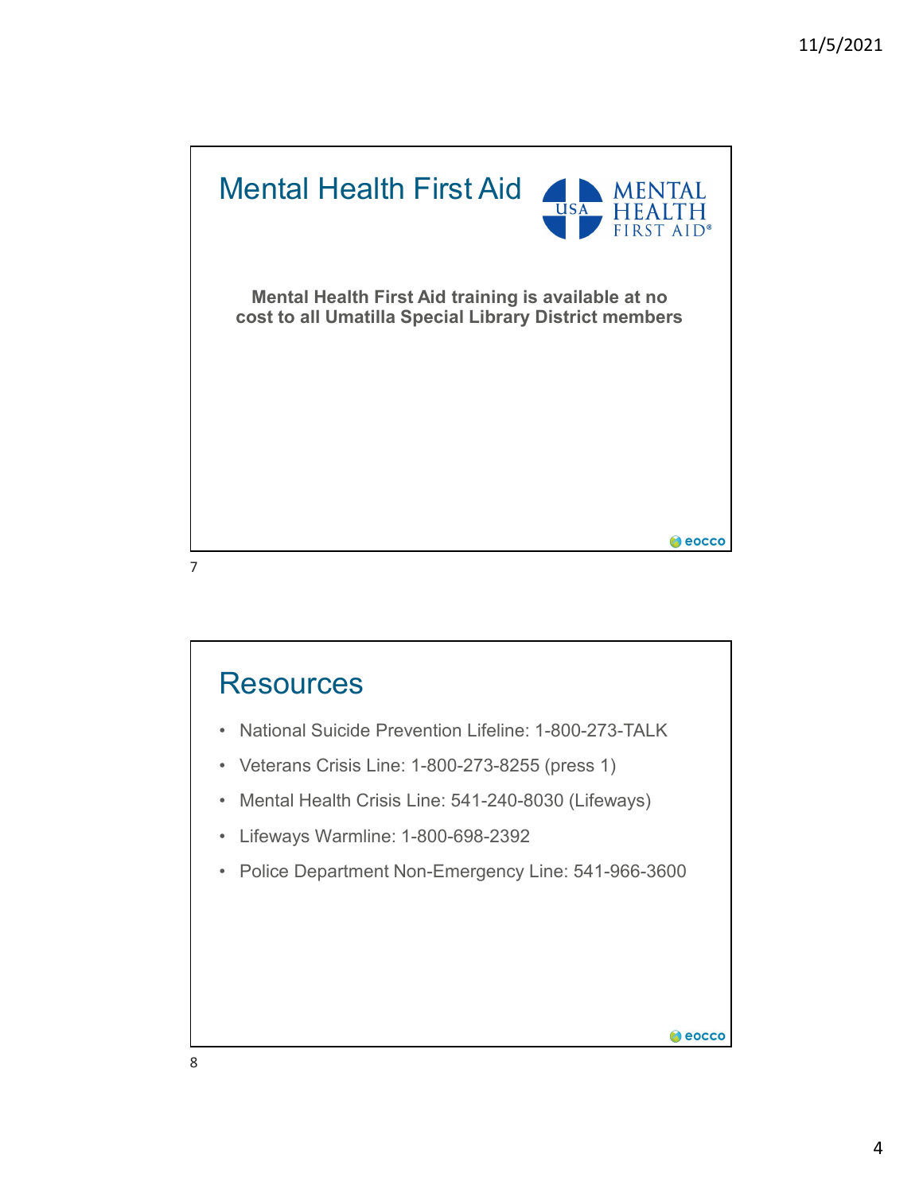## Mental Health First Aid

MENTAL HEALTH FIRST AID®

**Mental Health First Aid training is available at no cost to all Umatilla Special Library District members**

## Resources

- National Suicide Prevention Lifeline: 1-800-273-TALK
- Veterans Crisis Line: 1-800-273-8255 (press 1)
- Mental Health Crisis Line: 541-240-8030 (Lifeways)
- Lifeways Warmline: 1-800-698-2392
- Police Department Non-Emergency Line: 541-966-3600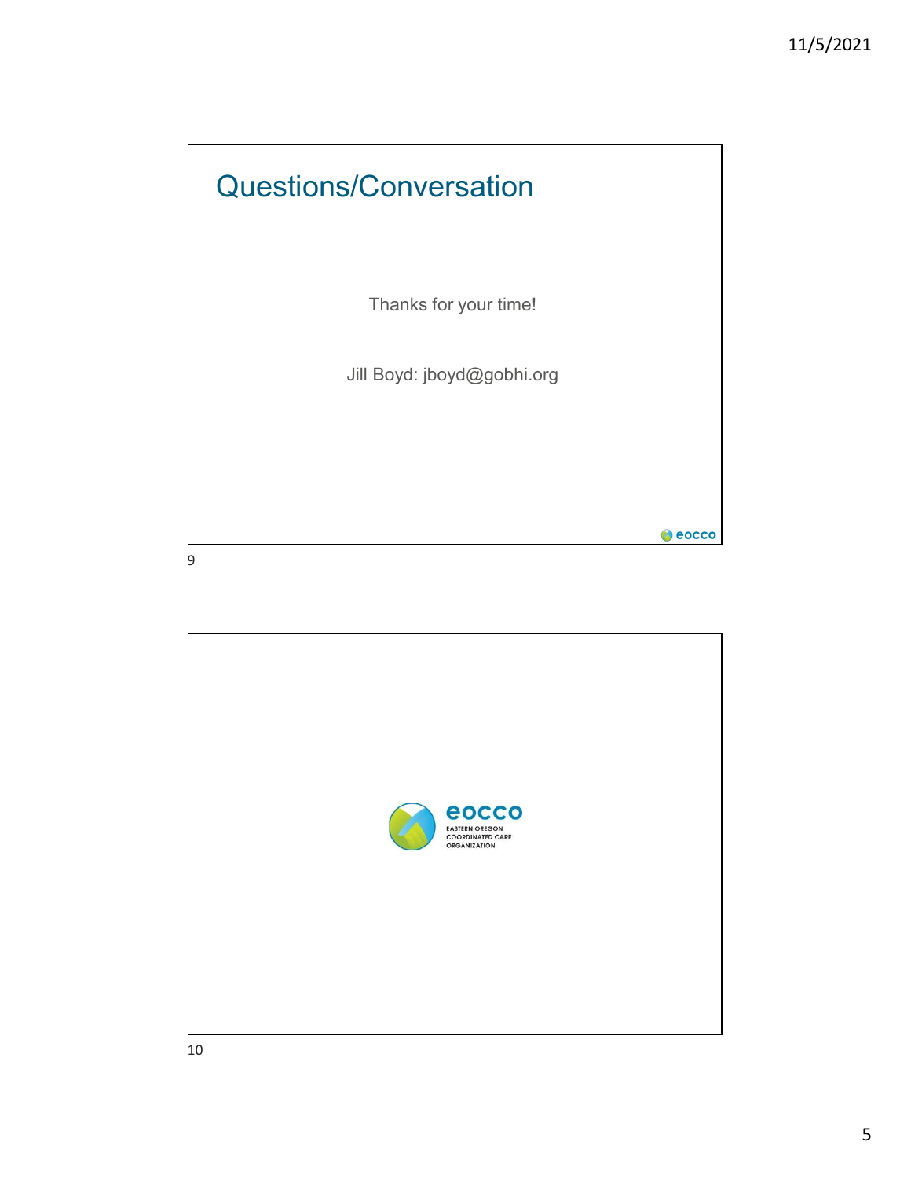## Questions/Conversation

Thanks for your time!

Jill Boyd: jboyd@gobhi.org

eocco

eocco

EASTERN OREGON COORDINATED CARE ORGANIZATION